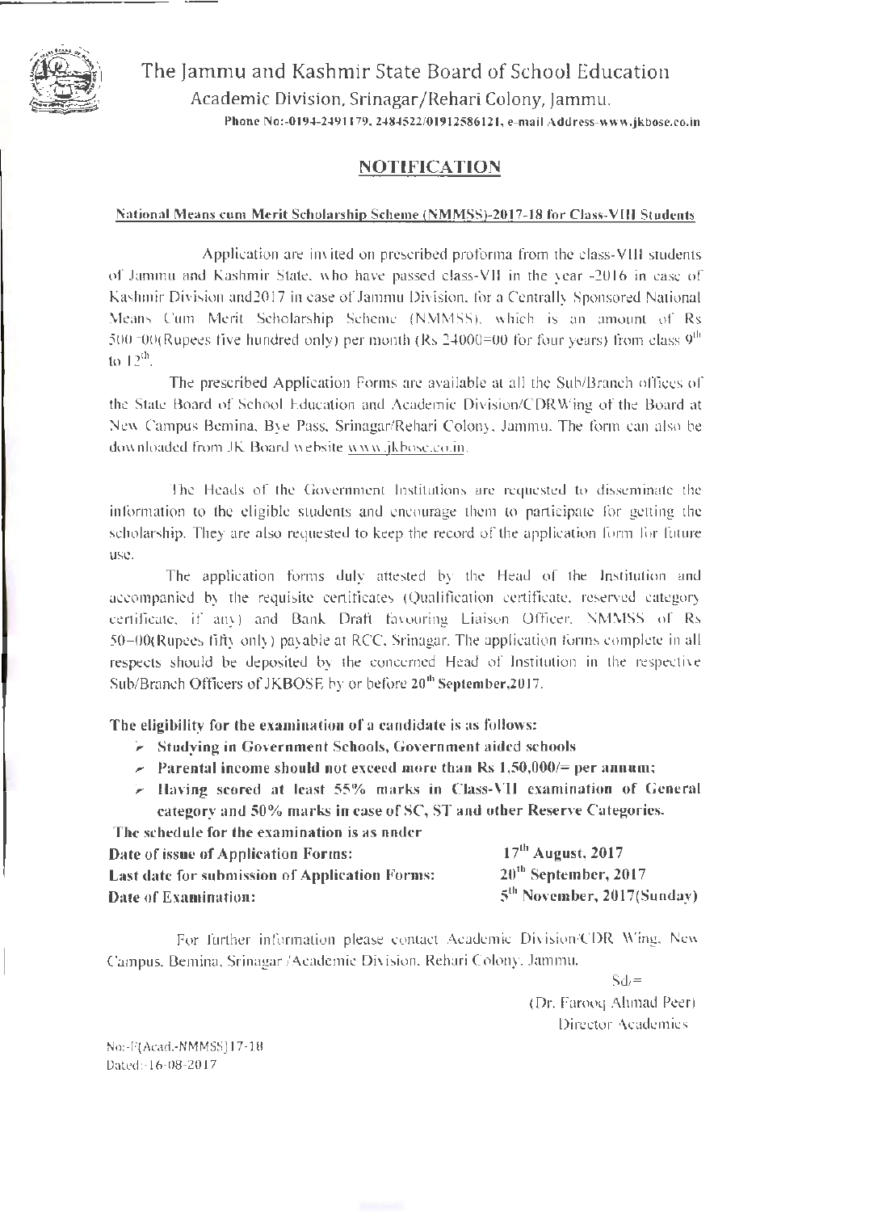# The Jammu and Kashmir State Board of School Education

Academic Division, Srinagar/Rehari Colony, Jammu.

Phone No:-0194-2491179, 2484522/01912586121, e-mail Address-www.jkbose.co.in

## NOTIFICATION

**National Means cum Merit Scholarship Scheme (NMMSS)-2017-18 for Class-VIII Students**

Application are invited on prescribed proforma from the class-VIII students of Jammu and Kashmir State, who have passed class-VII in the year -2016 in case of Kashmir Division and2017 in case of Jammu Division, for a Centrally Sponsored National Means Cum Merit Scholarship Scheme (NMMSS), which is an amount of Rs 500=00(Rupees five hundred only) per month (Rs 24000=00 for four years) from class 9[th] to 12[th].

The prescribed Application Forms are available at all the Sub/Branch offices of the State Board of School Education and Academic Division/CDRWing of the Board at New Campus Bemina, Bye Pass, Srinagar/Rehari Colony, Jammu. The form can also be downloaded from JK Board website www.jkbose.co.in.

The Heads of the Government Institutions are requested to disseminate the information to the eligible students and encourage them to participate for getting the scholarship. They are also requested to keep the record of the application form for future use.

The application forms duly attested by the Head of the Institution and accompanied by the requisite certificates (Qualification certificate, reserved category certificate, if any) and Bank Draft favouring Liaison Officer, NMMSS of Rs 50=00(Rupees fifty only) payable at RCC, Srinagar. The application forms complete in all respects should be deposited by the concerned Head of Institution in the respective Sub/Branch Officers of JKBOSE by or before **20[th] September,2017**.

**The eligibility for the examination of a candidate is as follows:**

- **Studying in Government Schools, Government aided schools**
- **Parental income should not exceed more than Rs 1,50,000/= per annum;**
- **Having scored at least 55% marks in Class-VII examination of General category and 50% marks in case of SC, ST and other Reserve Categories.**

**The schedule for the examination is as under**

| | |
|---|---|
| **Date of issue of Application Forms:** | **17[th] August, 2017** |
| **Last date for submission of Application Forms:** | **20[th] September, 2017** |
| **Date of Examination:** | **5[th] November, 2017(Sunday)** |

For further information please contact Academic Division/CDR Wing, New Campus, Bemina, Srinagar /Academic Division, Rehari Colony, Jammu.

Sd/=

(Dr. Farooq Ahmad Peer)

Director Academics

No:-F(Acad.-NMMSS)17-18

Dated:-16-08-2017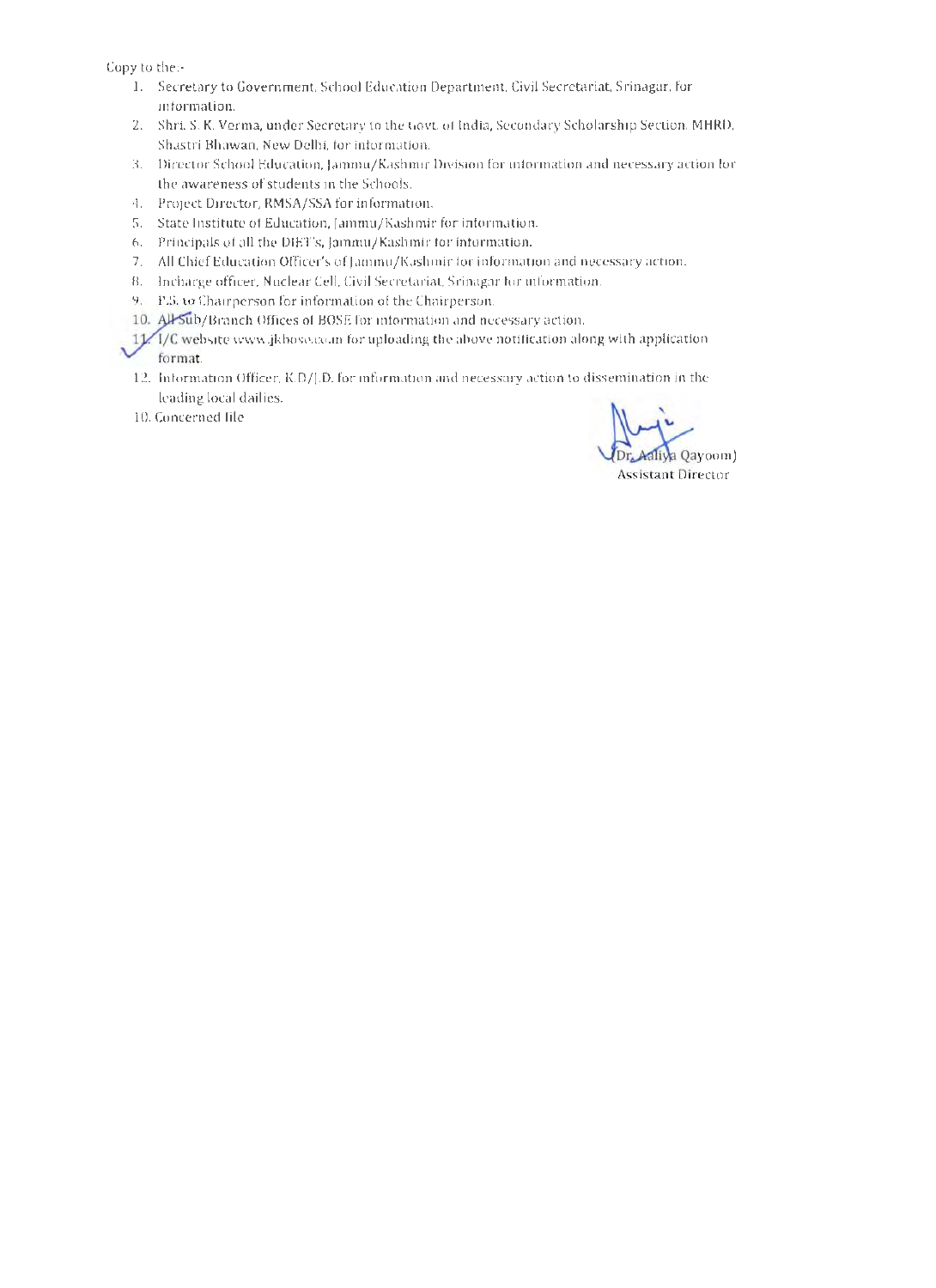Copy to the:-

1. Secretary to Government, School Education Department, Civil Secretariat, Srinagar, for information.
2. Shri. S. K. Verma, under Secretary to the Govt. of India, Secondary Scholarship Section, MHRD, Shastri Bhawan, New Delhi, for information.
3. Director School Education, Jammu/Kashmir Division for information and necessary action for the awareness of students in the Schools.
4. Project Director, RMSA/SSA for information.
5. State Institute of Education, Jammu/Kashmir for information.
6. Principals of all the DIET's, Jammu/Kashmir for information.
7. All Chief Education Officer's of Jammu/Kashmir for information and necessary action.
8. Incharge officer, Nuclear Cell, Civil Secretariat, Srinagar for information.
9. P.S. to Chairperson for information of the Chairperson.
10. All Sub/Branch Offices of BOSE for information and necessary action.
11. I/C website www.jkbose.co.in for uploading the above notification along with application format.
12. Information Officer, K.D/J.D. for information and necessary action to dissemination in the leading local dailies.
13. Concerned file

(Dr. Aaliya Qayoom)
Assistant Director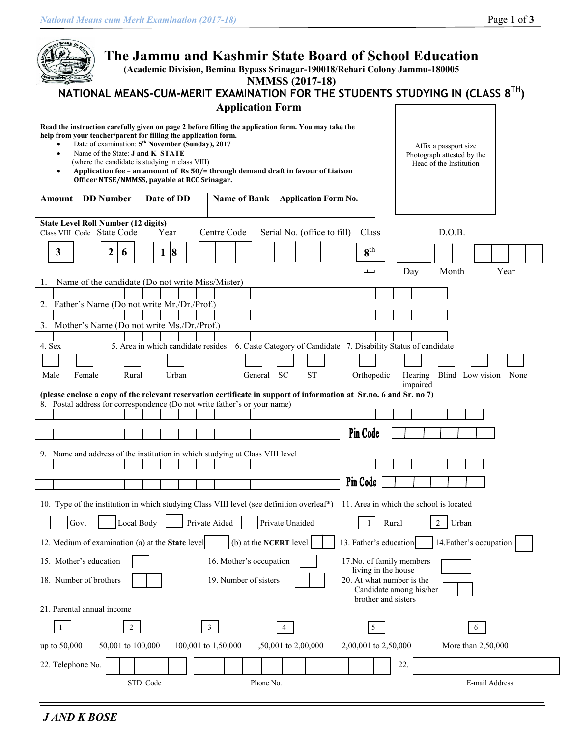# The Jammu and Kashmir State Board of School Education

**(Academic Division, Bemina Bypass Srinagar-190018/Rehari Colony Jammu-180005**

**NMMSS (2017-18)**

## NATIONAL MEANS-CUM-MERIT EXAMINATION FOR THE STUDENTS STUDYING IN (CLASS 8TH)

**Application Form**

**Read the instruction carefully given on page 2 before filling the application form. You may take the help from your teacher/parent for filling the application form.**

- Date of examination: **5th November (Sunday), 2017**
- Name of the State: **J and K STATE** (where the candidate is studying in class VIII)
- **Application fee – an amount of Rs 50/= through demand draft in favour of Liaison Officer NTSE/NMMSS, payable at RCC Srinagar.**

Affix a passport size Photograph attested by the Head of the Institution

| Amount | DD Number | Date of DD | Name of Bank | Application Form No. |
|---|---|---|---|---|
| | | | | |

**State Level Roll Number (12 digits)**

| Class VIII Code | State Code | Year | Centre Code | Serial No. (office to fill) | Class | D.O.B. |
|---|---|---|---|---|---|---|
| 3 | 2 6 | 1 8 | | | 8th | Day / Month / Year |

1. Name of the candidate (Do not write Miss/Mister)
2. Father's Name (Do not write Mr./Dr./Prof.)
3. Mother's Name (Do not write Ms./Dr./Prof.)

4. Sex: Male / Female
5. Area in which candidate resides: Rural / Urban
6. Caste Category of Candidate: General / SC / ST
7. Disability Status of candidate: Orthopedic / Hearing impaired / Blind / Low vision / None

**(please enclose a copy of the relevant reservation certificate in support of information at Sr.no. 6 and Sr. no 7)**

8. Postal address for correspondence (Do not write father's or your name)

**Pin Code**

9. Name and address of the institution in which studying at Class VIII level

**Pin Code**

10. Type of the institution in which studying Class VIII level (see definition overleaf*): Govt / Local Body / Private Aided / Private Unaided

11. Area in which the school is located: 1 Rural / 2 Urban

12. Medium of examination (a) at the **State** level (b) at the **NCERT** level

13. Father's education

14. Father's occupation

15. Mother's education

16. Mother's occupation

17. No. of family members living in the house

18. Number of brothers

19. Number of sisters

20. At what number is the Candidate among his/her brother and sisters

21. Parental annual income

| 1 | 2 | 3 | 4 | 5 | 6 |
|---|---|---|---|---|---|
| up to 50,000 | 50,001 to 100,000 | 100,001 to 1,50,000 | 1,50,001 to 2,00,000 | 2,00,001 to 2,50,000 | More than 2,50,000 |

22. Telephone No. — STD Code / Phone No.

22. E-mail Address

*J AND K BOSE*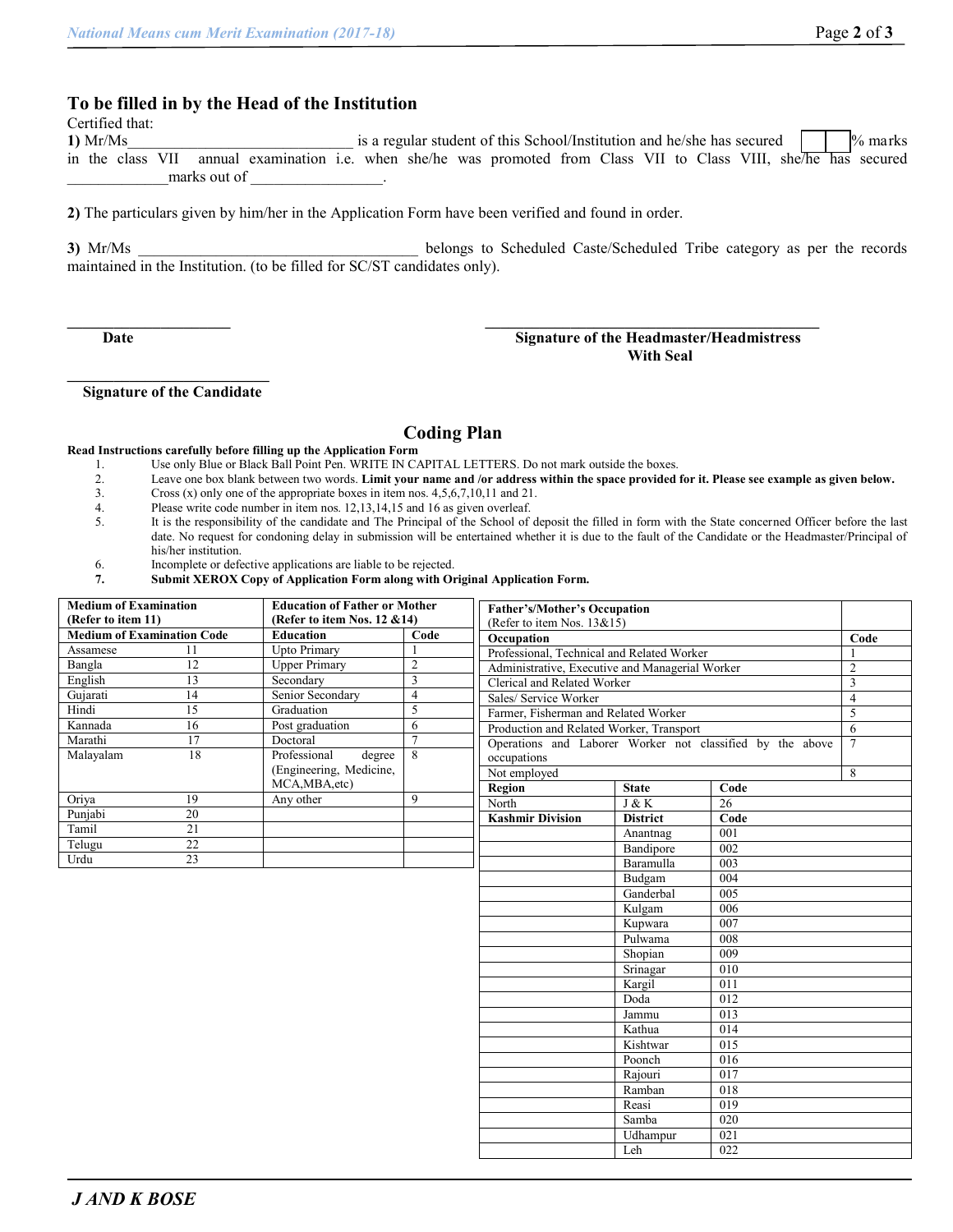## To be filled in by the Head of the Institution

Certified that:

**1)** Mr/Ms____________________________ is a regular student of this School/Institution and he/she has secured [ | ]% marks in the class VII annual examination i.e. when she/he was promoted from Class VII to Class VIII, she/he has secured _____________marks out of _________________.

**2)** The particulars given by him/her in the Application Form have been verified and found in order.

**3)** Mr/Ms ____________________________________ belongs to Scheduled Caste/Scheduled Tribe category as per the records maintained in the Institution. (to be filled for SC/ST candidates only).

____________________
**Date**

________________________________________
**Signature of the Headmaster/Headmistress With Seal**

_________________________
**Signature of the Candidate**

## Coding Plan

**Read Instructions carefully before filling up the Application Form**

1. Use only Blue or Black Ball Point Pen. WRITE IN CAPITAL LETTERS. Do not mark outside the boxes.
2. Leave one box blank between two words. **Limit your name and /or address within the space provided for it. Please see example as given below.**
3. Cross (x) only one of the appropriate boxes in item nos. 4,5,6,7,10,11 and 21.
4. Please write code number in item nos. 12,13,14,15 and 16 as given overleaf.
5. It is the responsibility of the candidate and The Principal of the School of deposit the filled in form with the State concerned Officer before the last date. No request for condoning delay in submission will be entertained whether it is due to the fault of the Candidate or the Headmaster/Principal of his/her institution.
6. Incomplete or defective applications are liable to be rejected.
7. **Submit XEROX Copy of Application Form along with Original Application Form.**

| **Medium of Examination (Refer to item 11)** | | **Education of Father or Mother (Refer to item Nos. 12 &14)** | |
|---|---|---|---|
| **Medium of Examination** | **Code** | **Education** | **Code** |
| Assamese | 11 | Upto Primary | 1 |
| Bangla | 12 | Upper Primary | 2 |
| English | 13 | Secondary | 3 |
| Gujarati | 14 | Senior Secondary | 4 |
| Hindi | 15 | Graduation | 5 |
| Kannada | 16 | Post graduation | 6 |
| Marathi | 17 | Doctoral | 7 |
| Malayalam | 18 | Professional degree (Engineering, Medicine, MCA,MBA,etc) | 8 |
| Oriya | 19 | Any other | 9 |
| Punjabi | 20 | | |
| Tamil | 21 | | |
| Telugu | 22 | | |
| Urdu | 23 | | |

| **Father's/Mother's Occupation** (Refer to item Nos. 13&15) | |
|---|---|
| **Occupation** | **Code** |
| Professional, Technical and Related Worker | 1 |
| Administrative, Executive and Managerial Worker | 2 |
| Clerical and Related Worker | 3 |
| Sales/ Service Worker | 4 |
| Farmer, Fisherman and Related Worker | 5 |
| Production and Related Worker, Transport | 6 |
| Operations and Laborer Worker not classified by the above occupations | 7 |
| Not employed | 8 |

| **Region** | **State** | **Code** |
|---|---|---|
| North | J & K | 26 |
| **Kashmir Division** | **District** | **Code** |
| | Anantnag | 001 |
| | Bandipore | 002 |
| | Baramulla | 003 |
| | Budgam | 004 |
| | Ganderbal | 005 |
| | Kulgam | 006 |
| | Kupwara | 007 |
| | Pulwama | 008 |
| | Shopian | 009 |
| | Srinagar | 010 |
| | Kargil | 011 |
| | Doda | 012 |
| | Jammu | 013 |
| | Kathua | 014 |
| | Kishtwar | 015 |
| | Poonch | 016 |
| | Rajouri | 017 |
| | Ramban | 018 |
| | Reasi | 019 |
| | Samba | 020 |
| | Udhampur | 021 |
| | Leh | 022 |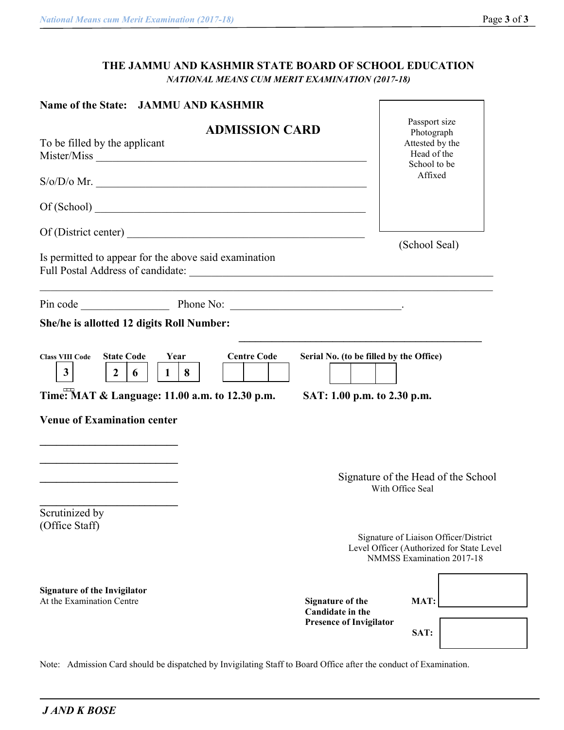# THE JAMMU AND KASHMIR STATE BOARD OF SCHOOL EDUCATION

*NATIONAL MEANS CUM MERIT EXAMINATION (2017-18)*

**Name of the State: JAMMU AND KASHMIR**

Passport size Photograph Attested by the Head of the School to be Affixed

(School Seal)

## ADMISSION CARD

To be filled by the applicant

Mister/Miss ____________________________________________

S/o/D/o Mr. ____________________________________________

Of (School) ____________________________________________

Of (District center) ______________________________________

Is permitted to appear for the above said examination

Full Postal Address of candidate: ____________________________________________

____________________________________________________________________________

Pin code ______________ Phone No: ____________________________.

**She/he is allotted 12 digits Roll Number:**

____________________________________________

| Class VIII Code | State Code | | Year | | Centre Code | | | Serial No. (to be filled by the Office) | | |
|---|---|---|---|---|---|---|---|---|---|---|
| 3 | 2 | 6 | 1 | 8 | | | | | | |

**Time: MAT & Language: 11.00 a.m. to 12.30 p.m. SAT: 1.00 p.m. to 2.30 p.m.**

**Venue of Examination center**

______________________

______________________

______________________

______________________

Signature of the Head of the School
With Office Seal

Scrutinized by
(Office Staff)

Signature of Liaison Officer/District Level Officer (Authorized for State Level NMMSS Examination 2017-18

**Signature of the Invigilator**
At the Examination Centre

**Signature of the Candidate in the Presence of Invigilator**

**MAT:**

**SAT:**

Note: Admission Card should be dispatched by Invigilating Staff to Board Office after the conduct of Examination.